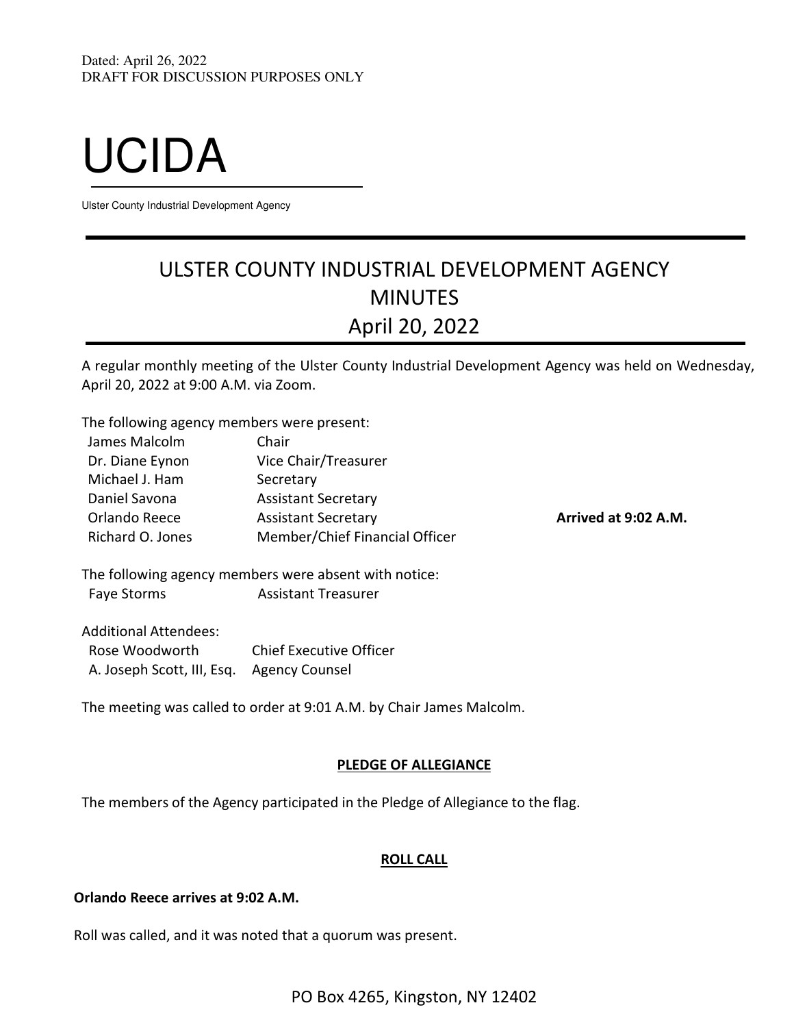Dated: April 26, 2022
DRAFT FOR DISCUSSION PURPOSES ONLY

# UCIDA

Ulster County Industrial Development Agency

## ULSTER COUNTY INDUSTRIAL DEVELOPMENT AGENCY
## MINUTES
## April 20, 2022

A regular monthly meeting of the Ulster County Industrial Development Agency was held on Wednesday, April 20, 2022 at 9:00 A.M. via Zoom.

The following agency members were present:

| | | |
|---|---|---|
| James Malcolm | Chair | |
| Dr. Diane Eynon | Vice Chair/Treasurer | |
| Michael J. Ham | Secretary | |
| Daniel Savona | Assistant Secretary | |
| Orlando Reece | Assistant Secretary | **Arrived at 9:02 A.M.** |
| Richard O. Jones | Member/Chief Financial Officer | |

The following agency members were absent with notice:

| | |
|---|---|
| Faye Storms | Assistant Treasurer |

Additional Attendees:

| | |
|---|---|
| Rose Woodworth | Chief Executive Officer |
| A. Joseph Scott, III, Esq. | Agency Counsel |

The meeting was called to order at 9:01 A.M. by Chair James Malcolm.

**PLEDGE OF ALLEGIANCE**

The members of the Agency participated in the Pledge of Allegiance to the flag.

**ROLL CALL**

**Orlando Reece arrives at 9:02 A.M.**

Roll was called, and it was noted that a quorum was present.

PO Box 4265, Kingston, NY 12402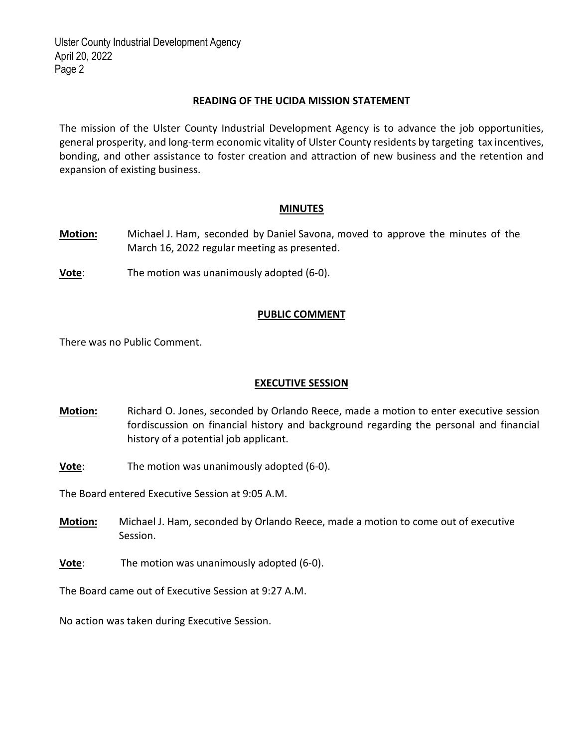## READING OF THE UCIDA MISSION STATEMENT

The mission of the Ulster County Industrial Development Agency is to advance the job opportunities, general prosperity, and long-term economic vitality of Ulster County residents by targeting tax incentives, bonding, and other assistance to foster creation and attraction of new business and the retention and expansion of existing business.

## MINUTES

**Motion:** Michael J. Ham, seconded by Daniel Savona, moved to approve the minutes of the March 16, 2022 regular meeting as presented.

**Vote**: The motion was unanimously adopted (6-0).

## PUBLIC COMMENT

There was no Public Comment.

## EXECUTIVE SESSION

**Motion:** Richard O. Jones, seconded by Orlando Reece, made a motion to enter executive session fordiscussion on financial history and background regarding the personal and financial history of a potential job applicant.

**Vote**: The motion was unanimously adopted (6-0).

The Board entered Executive Session at 9:05 A.M.

**Motion:** Michael J. Ham, seconded by Orlando Reece, made a motion to come out of executive Session.

**Vote**: The motion was unanimously adopted (6-0).

The Board came out of Executive Session at 9:27 A.M.

No action was taken during Executive Session.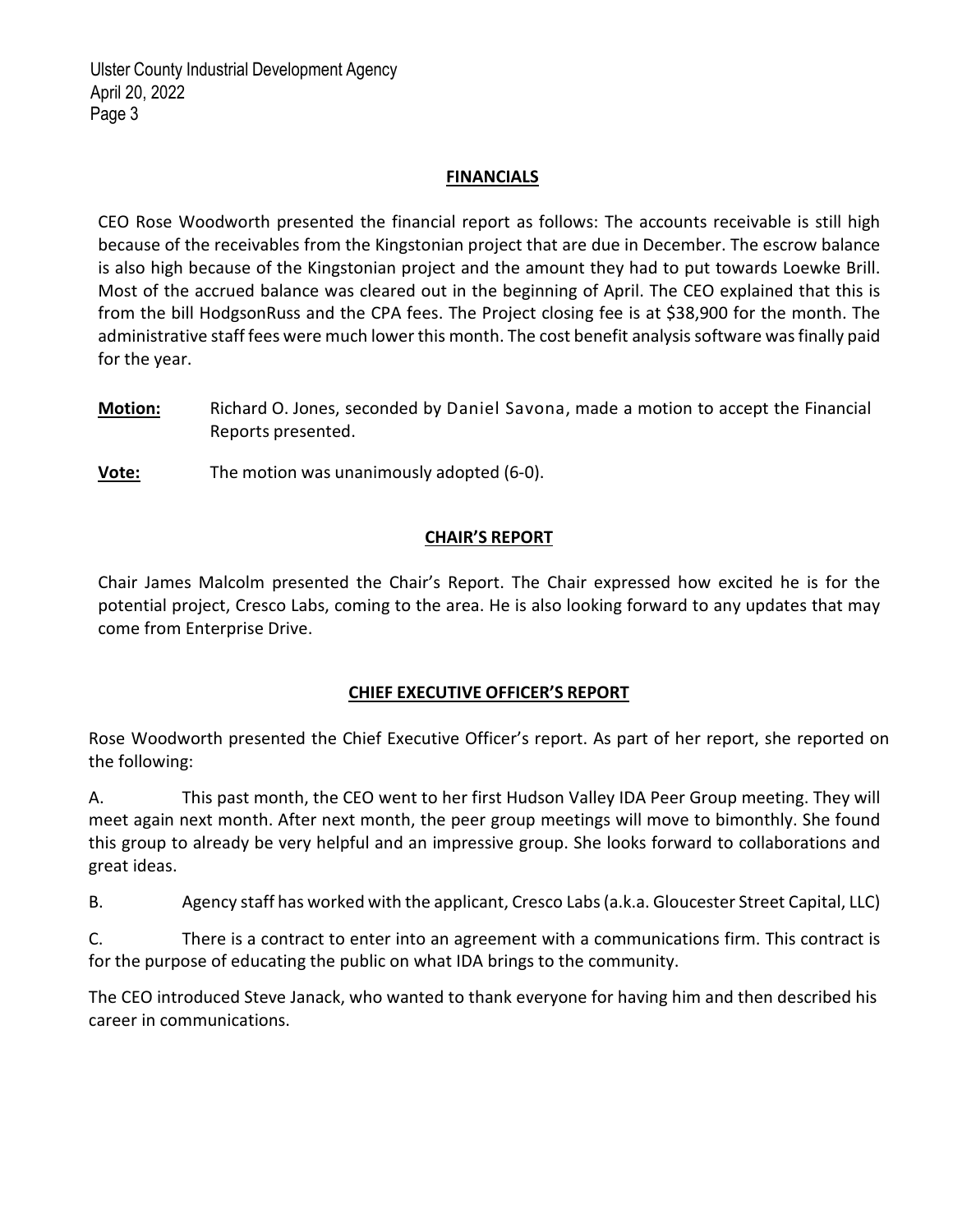## FINANCIALS

CEO Rose Woodworth presented the financial report as follows: The accounts receivable is still high because of the receivables from the Kingstonian project that are due in December. The escrow balance is also high because of the Kingstonian project and the amount they had to put towards Loewke Brill. Most of the accrued balance was cleared out in the beginning of April. The CEO explained that this is from the bill HodgsonRuss and the CPA fees. The Project closing fee is at $38,900 for the month. The administrative staff fees were much lower this month. The cost benefit analysis software was finally paid for the year.

**Motion:** Richard O. Jones, seconded by Daniel Savona, made a motion to accept the Financial Reports presented.

**Vote:** The motion was unanimously adopted (6-0).

## CHAIR'S REPORT

Chair James Malcolm presented the Chair's Report. The Chair expressed how excited he is for the potential project, Cresco Labs, coming to the area. He is also looking forward to any updates that may come from Enterprise Drive.

## CHIEF EXECUTIVE OFFICER'S REPORT

Rose Woodworth presented the Chief Executive Officer's report. As part of her report, she reported on the following:

A. This past month, the CEO went to her first Hudson Valley IDA Peer Group meeting. They will meet again next month. After next month, the peer group meetings will move to bimonthly. She found this group to already be very helpful and an impressive group. She looks forward to collaborations and great ideas.

B. Agency staff has worked with the applicant, Cresco Labs (a.k.a. Gloucester Street Capital, LLC)

C. There is a contract to enter into an agreement with a communications firm. This contract is for the purpose of educating the public on what IDA brings to the community.

The CEO introduced Steve Janack, who wanted to thank everyone for having him and then described his career in communications.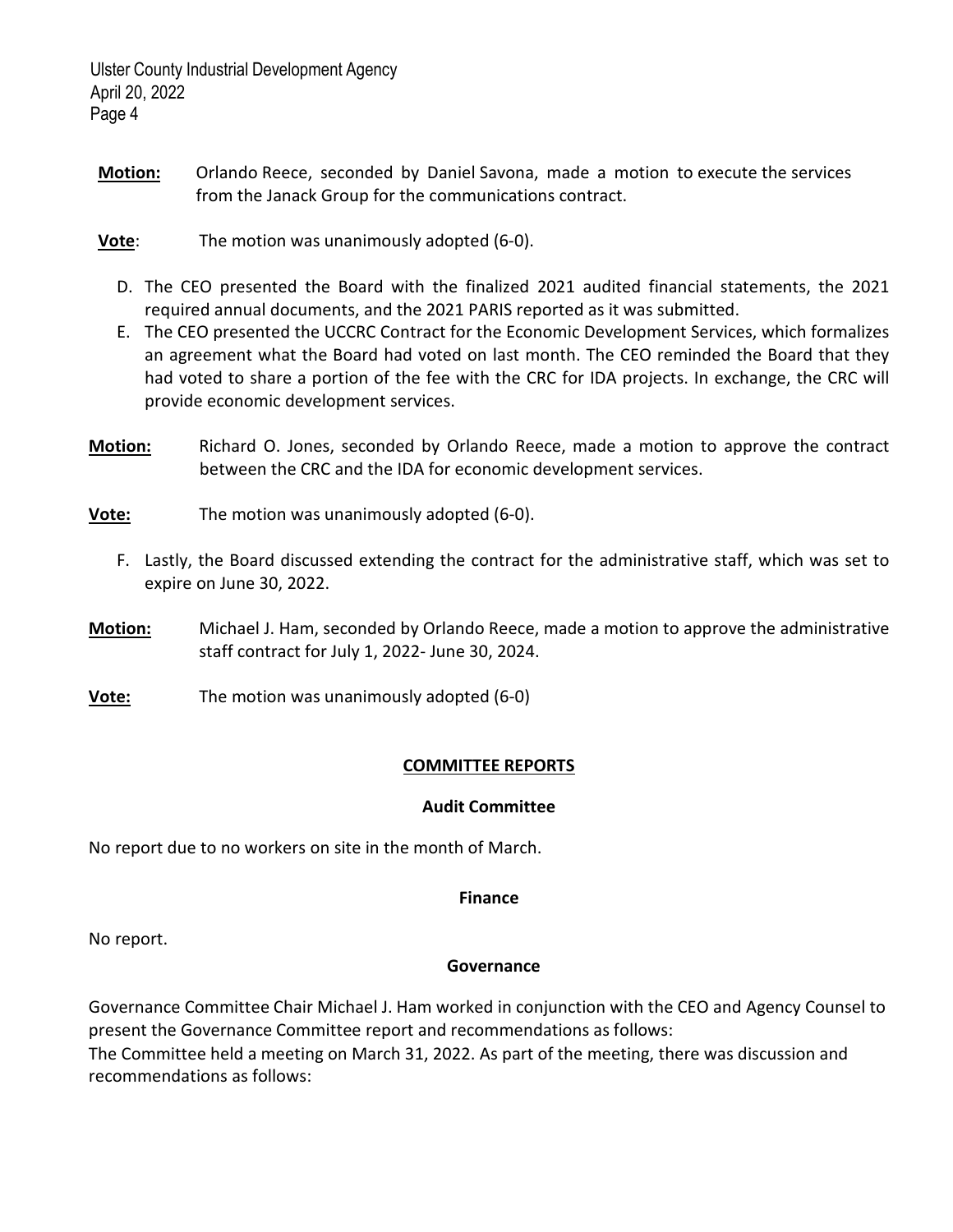**Motion:** Orlando Reece, seconded by Daniel Savona, made a motion to execute the services from the Janack Group for the communications contract.

**Vote**: The motion was unanimously adopted (6-0).

D. The CEO presented the Board with the finalized 2021 audited financial statements, the 2021 required annual documents, and the 2021 PARIS reported as it was submitted.

E. The CEO presented the UCCRC Contract for the Economic Development Services, which formalizes an agreement what the Board had voted on last month. The CEO reminded the Board that they had voted to share a portion of the fee with the CRC for IDA projects. In exchange, the CRC will provide economic development services.

**Motion:** Richard O. Jones, seconded by Orlando Reece, made a motion to approve the contract between the CRC and the IDA for economic development services.

**Vote:** The motion was unanimously adopted (6-0).

F. Lastly, the Board discussed extending the contract for the administrative staff, which was set to expire on June 30, 2022.

**Motion:** Michael J. Ham, seconded by Orlando Reece, made a motion to approve the administrative staff contract for July 1, 2022- June 30, 2024.

**Vote:** The motion was unanimously adopted (6-0)

## COMMITTEE REPORTS

### Audit Committee

No report due to no workers on site in the month of March.

### Finance

No report.

### Governance

Governance Committee Chair Michael J. Ham worked in conjunction with the CEO and Agency Counsel to present the Governance Committee report and recommendations as follows:
The Committee held a meeting on March 31, 2022. As part of the meeting, there was discussion and recommendations as follows: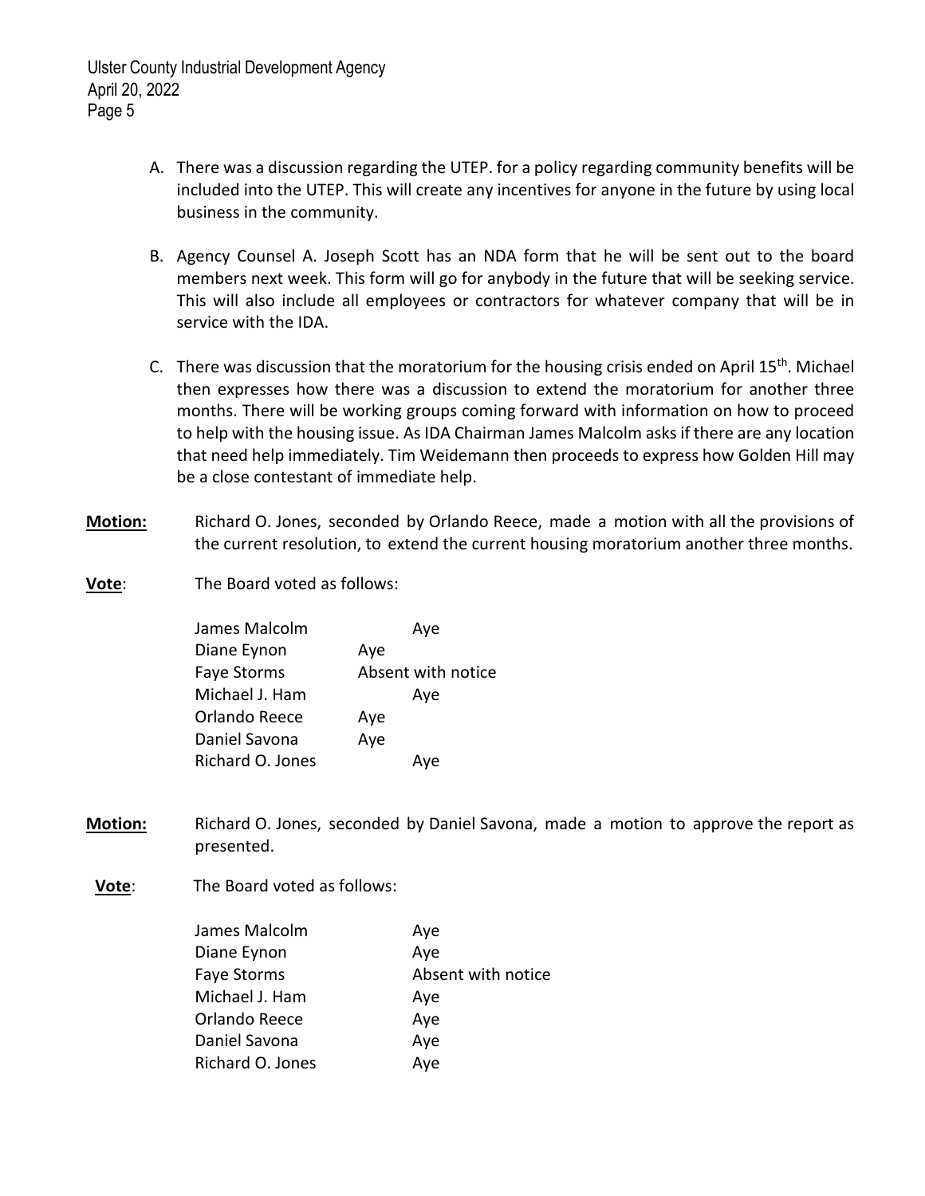A. There was a discussion regarding the UTEP. for a policy regarding community benefits will be included into the UTEP. This will create any incentives for anyone in the future by using local business in the community.

B. Agency Counsel A. Joseph Scott has an NDA form that he will be sent out to the board members next week. This form will go for anybody in the future that will be seeking service. This will also include all employees or contractors for whatever company that will be in service with the IDA.

C. There was discussion that the moratorium for the housing crisis ended on April 15th. Michael then expresses how there was a discussion to extend the moratorium for another three months. There will be working groups coming forward with information on how to proceed to help with the housing issue. As IDA Chairman James Malcolm asks if there are any location that need help immediately. Tim Weidemann then proceeds to express how Golden Hill may be a close contestant of immediate help.

**Motion:** Richard O. Jones, seconded by Orlando Reece, made a motion with all the provisions of the current resolution, to extend the current housing moratorium another three months.

**Vote**: The Board voted as follows:

| | |
|---|---|
| James Malcolm | Aye |
| Diane Eynon | Aye |
| Faye Storms | Absent with notice |
| Michael J. Ham | Aye |
| Orlando Reece | Aye |
| Daniel Savona | Aye |
| Richard O. Jones | Aye |

**Motion:** Richard O. Jones, seconded by Daniel Savona, made a motion to approve the report as presented.

**Vote**: The Board voted as follows:

| | |
|---|---|
| James Malcolm | Aye |
| Diane Eynon | Aye |
| Faye Storms | Absent with notice |
| Michael J. Ham | Aye |
| Orlando Reece | Aye |
| Daniel Savona | Aye |
| Richard O. Jones | Aye |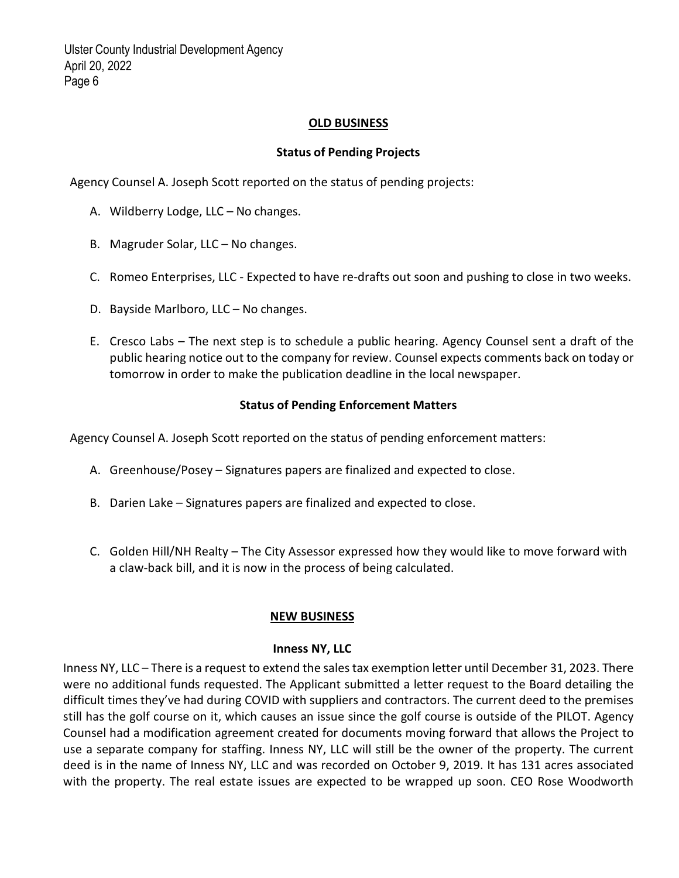## OLD BUSINESS

### Status of Pending Projects

Agency Counsel A. Joseph Scott reported on the status of pending projects:

A. Wildberry Lodge, LLC – No changes.

B. Magruder Solar, LLC – No changes.

C. Romeo Enterprises, LLC - Expected to have re-drafts out soon and pushing to close in two weeks.

D. Bayside Marlboro, LLC – No changes.

E. Cresco Labs – The next step is to schedule a public hearing. Agency Counsel sent a draft of the public hearing notice out to the company for review. Counsel expects comments back on today or tomorrow in order to make the publication deadline in the local newspaper.

### Status of Pending Enforcement Matters

Agency Counsel A. Joseph Scott reported on the status of pending enforcement matters:

A. Greenhouse/Posey – Signatures papers are finalized and expected to close.

B. Darien Lake – Signatures papers are finalized and expected to close.

C. Golden Hill/NH Realty – The City Assessor expressed how they would like to move forward with a claw-back bill, and it is now in the process of being calculated.

## NEW BUSINESS

### Inness NY, LLC

Inness NY, LLC – There is a request to extend the sales tax exemption letter until December 31, 2023. There were no additional funds requested. The Applicant submitted a letter request to the Board detailing the difficult times they've had during COVID with suppliers and contractors. The current deed to the premises still has the golf course on it, which causes an issue since the golf course is outside of the PILOT. Agency Counsel had a modification agreement created for documents moving forward that allows the Project to use a separate company for staffing. Inness NY, LLC will still be the owner of the property. The current deed is in the name of Inness NY, LLC and was recorded on October 9, 2019. It has 131 acres associated with the property. The real estate issues are expected to be wrapped up soon. CEO Rose Woodworth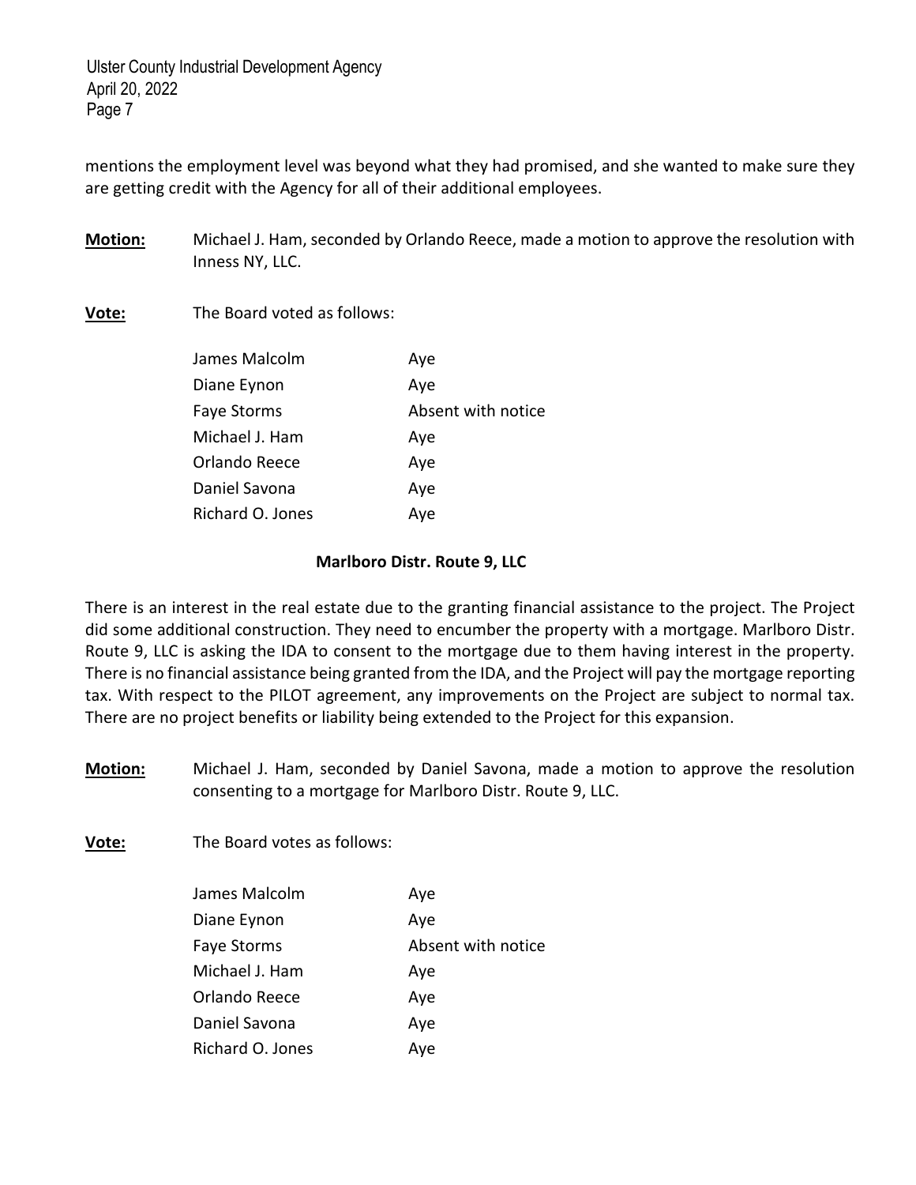mentions the employment level was beyond what they had promised, and she wanted to make sure they are getting credit with the Agency for all of their additional employees.

**Motion:** Michael J. Ham, seconded by Orlando Reece, made a motion to approve the resolution with Inness NY, LLC.

**Vote:** The Board voted as follows:

| | |
|---|---|
| James Malcolm | Aye |
| Diane Eynon | Aye |
| Faye Storms | Absent with notice |
| Michael J. Ham | Aye |
| Orlando Reece | Aye |
| Daniel Savona | Aye |
| Richard O. Jones | Aye |

**Marlboro Distr. Route 9, LLC**

There is an interest in the real estate due to the granting financial assistance to the project. The Project did some additional construction. They need to encumber the property with a mortgage. Marlboro Distr. Route 9, LLC is asking the IDA to consent to the mortgage due to them having interest in the property. There is no financial assistance being granted from the IDA, and the Project will pay the mortgage reporting tax. With respect to the PILOT agreement, any improvements on the Project are subject to normal tax. There are no project benefits or liability being extended to the Project for this expansion.

**Motion:** Michael J. Ham, seconded by Daniel Savona, made a motion to approve the resolution consenting to a mortgage for Marlboro Distr. Route 9, LLC.

**Vote:** The Board votes as follows:

| | |
|---|---|
| James Malcolm | Aye |
| Diane Eynon | Aye |
| Faye Storms | Absent with notice |
| Michael J. Ham | Aye |
| Orlando Reece | Aye |
| Daniel Savona | Aye |
| Richard O. Jones | Aye |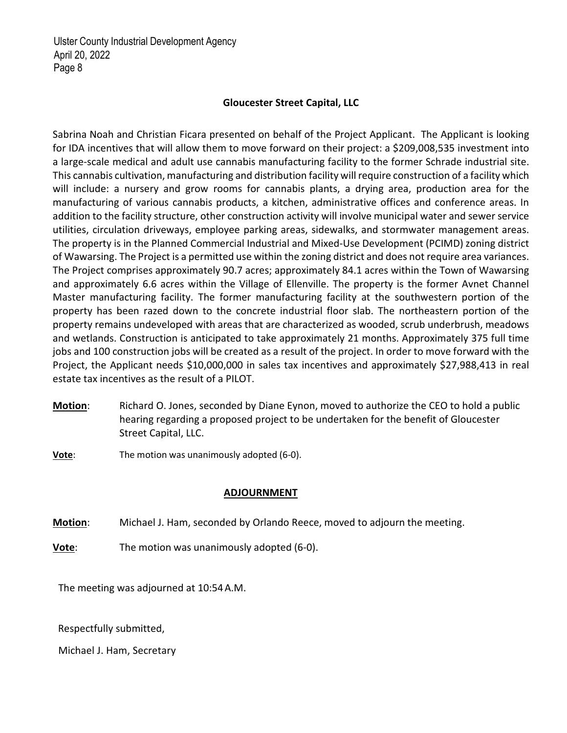**Gloucester Street Capital, LLC**

Sabrina Noah and Christian Ficara presented on behalf of the Project Applicant. The Applicant is looking for IDA incentives that will allow them to move forward on their project: a $209,008,535 investment into a large-scale medical and adult use cannabis manufacturing facility to the former Schrade industrial site. This cannabis cultivation, manufacturing and distribution facility will require construction of a facility which will include: a nursery and grow rooms for cannabis plants, a drying area, production area for the manufacturing of various cannabis products, a kitchen, administrative offices and conference areas. In addition to the facility structure, other construction activity will involve municipal water and sewer service utilities, circulation driveways, employee parking areas, sidewalks, and stormwater management areas. The property is in the Planned Commercial Industrial and Mixed-Use Development (PCIMD) zoning district of Wawarsing. The Project is a permitted use within the zoning district and does not require area variances. The Project comprises approximately 90.7 acres; approximately 84.1 acres within the Town of Wawarsing and approximately 6.6 acres within the Village of Ellenville. The property is the former Avnet Channel Master manufacturing facility. The former manufacturing facility at the southwestern portion of the property has been razed down to the concrete industrial floor slab. The northeastern portion of the property remains undeveloped with areas that are characterized as wooded, scrub underbrush, meadows and wetlands. Construction is anticipated to take approximately 21 months. Approximately 375 full time jobs and 100 construction jobs will be created as a result of the project. In order to move forward with the Project, the Applicant needs $10,000,000 in sales tax incentives and approximately $27,988,413 in real estate tax incentives as the result of a PILOT.

**Motion**: Richard O. Jones, seconded by Diane Eynon, moved to authorize the CEO to hold a public hearing regarding a proposed project to be undertaken for the benefit of Gloucester Street Capital, LLC.

**Vote**: The motion was unanimously adopted (6-0).

**ADJOURNMENT**

**Motion**: Michael J. Ham, seconded by Orlando Reece, moved to adjourn the meeting.

**Vote**: The motion was unanimously adopted (6-0).

The meeting was adjourned at 10:54 A.M.

Respectfully submitted,

Michael J. Ham, Secretary